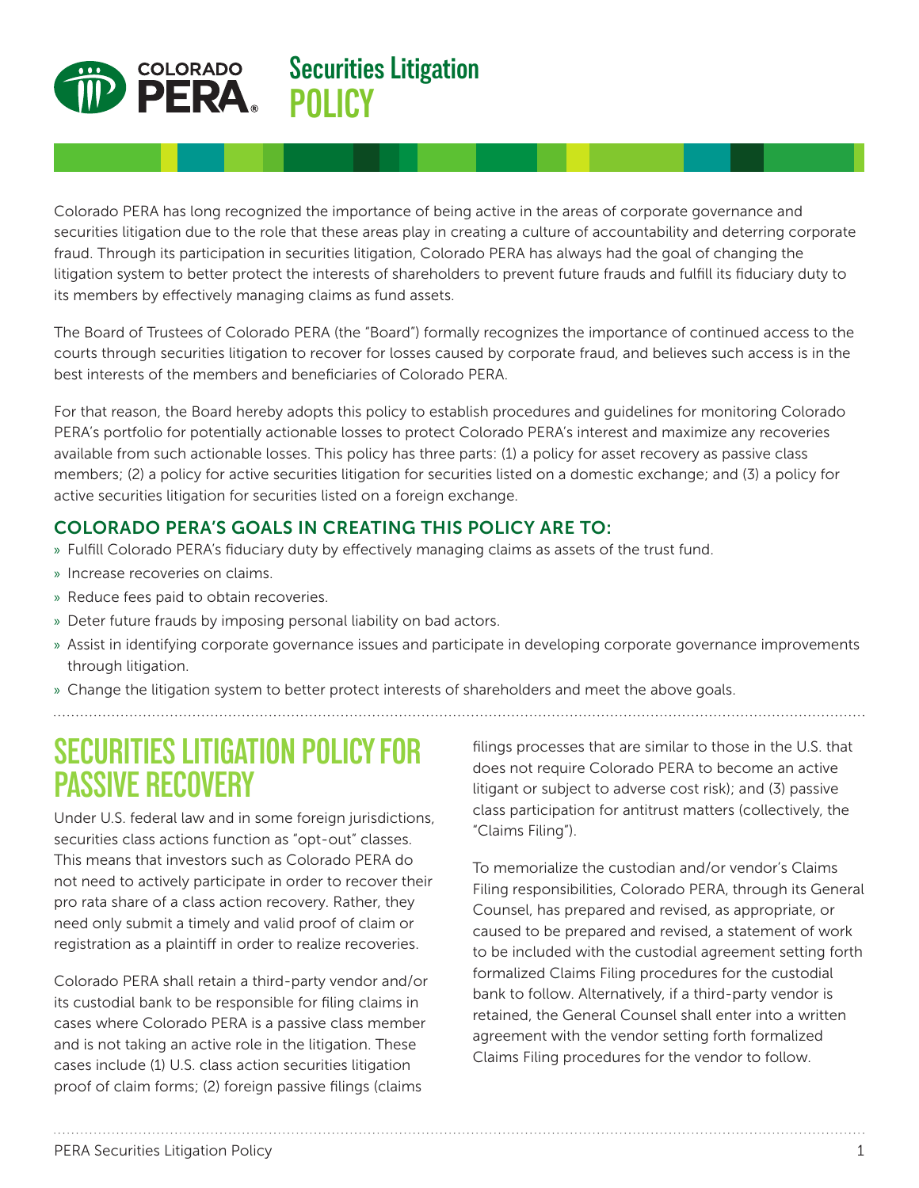# Securities Litigation POLICY

Colorado PERA has long recognized the importance of being active in the areas of corporate governance and securities litigation due to the role that these areas play in creating a culture of accountability and deterring corporate fraud. Through its participation in securities litigation, Colorado PERA has always had the goal of changing the litigation system to better protect the interests of shareholders to prevent future frauds and fulfill its fiduciary duty to its members by effectively managing claims as fund assets.

The Board of Trustees of Colorado PERA (the "Board") formally recognizes the importance of continued access to the courts through securities litigation to recover for losses caused by corporate fraud, and believes such access is in the best interests of the members and beneficiaries of Colorado PERA.

For that reason, the Board hereby adopts this policy to establish procedures and guidelines for monitoring Colorado PERA's portfolio for potentially actionable losses to protect Colorado PERA's interest and maximize any recoveries available from such actionable losses. This policy has three parts: (1) a policy for asset recovery as passive class members; (2) a policy for active securities litigation for securities listed on a domestic exchange; and (3) a policy for active securities litigation for securities listed on a foreign exchange.

### COLORADO PERA'S GOALS IN CREATING THIS POLICY ARE TO:

- Fulfill Colorado PERA's fiduciary duty by effectively managing claims as assets of the trust fund.
- Increase recoveries on claims.
- Reduce fees paid to obtain recoveries.
- Deter future frauds by imposing personal liability on bad actors.
- Assist in identifying corporate governance issues and participate in developing corporate governance improvements through litigation.
- Change the litigation system to better protect interests of shareholders and meet the above goals.

## SECURITIES LITIGATION POLICY FOR PASSIVE RECOVERY

Under U.S. federal law and in some foreign jurisdictions, securities class actions function as "opt-out" classes. This means that investors such as Colorado PERA do not need to actively participate in order to recover their pro rata share of a class action recovery. Rather, they need only submit a timely and valid proof of claim or registration as a plaintiff in order to realize recoveries.

Colorado PERA shall retain a third-party vendor and/or its custodial bank to be responsible for filing claims in cases where Colorado PERA is a passive class member and is not taking an active role in the litigation. These cases include (1) U.S. class action securities litigation proof of claim forms; (2) foreign passive filings (claims filings processes that are similar to those in the U.S. that does not require Colorado PERA to become an active litigant or subject to adverse cost risk); and (3) passive class participation for antitrust matters (collectively, the "Claims Filing").

To memorialize the custodian and/or vendor's Claims Filing responsibilities, Colorado PERA, through its General Counsel, has prepared and revised, as appropriate, or caused to be prepared and revised, a statement of work to be included with the custodial agreement setting forth formalized Claims Filing procedures for the custodial bank to follow. Alternatively, if a third-party vendor is retained, the General Counsel shall enter into a written agreement with the vendor setting forth formalized Claims Filing procedures for the vendor to follow.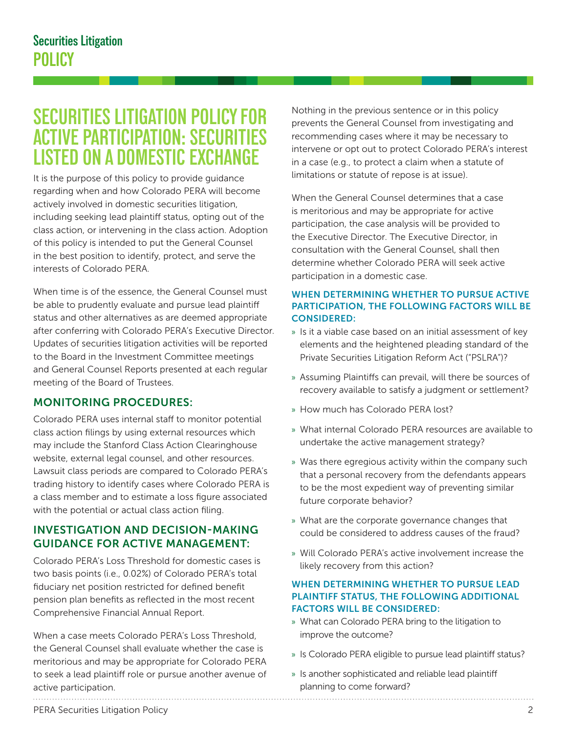# SECURITIES LITIGATION POLICY FOR ACTIVE PARTICIPATION: SECURITIES LISTED ON A DOMESTIC EXCHANGE

It is the purpose of this policy to provide guidance regarding when and how Colorado PERA will become actively involved in domestic securities litigation, including seeking lead plaintiff status, opting out of the class action, or intervening in the class action. Adoption of this policy is intended to put the General Counsel in the best position to identify, protect, and serve the interests of Colorado PERA.

When time is of the essence, the General Counsel must be able to prudently evaluate and pursue lead plaintiff status and other alternatives as are deemed appropriate after conferring with Colorado PERA's Executive Director. Updates of securities litigation activities will be reported to the Board in the Investment Committee meetings and General Counsel Reports presented at each regular meeting of the Board of Trustees.

## MONITORING PROCEDURES:

Colorado PERA uses internal staff to monitor potential class action filings by using external resources which may include the Stanford Class Action Clearinghouse website, external legal counsel, and other resources. Lawsuit class periods are compared to Colorado PERA's trading history to identify cases where Colorado PERA is a class member and to estimate a loss figure associated with the potential or actual class action filing.

## INVESTIGATION AND DECISION-MAKING GUIDANCE FOR ACTIVE MANAGEMENT:

Colorado PERA's Loss Threshold for domestic cases is two basis points (i.e., 0.02%) of Colorado PERA's total fiduciary net position restricted for defined benefit pension plan benefits as reflected in the most recent Comprehensive Financial Annual Report.

When a case meets Colorado PERA's Loss Threshold, the General Counsel shall evaluate whether the case is meritorious and may be appropriate for Colorado PERA to seek a lead plaintiff role or pursue another avenue of active participation.

Nothing in the previous sentence or in this policy prevents the General Counsel from investigating and recommending cases where it may be necessary to intervene or opt out to protect Colorado PERA's interest in a case (e.g., to protect a claim when a statute of limitations or statute of repose is at issue).

When the General Counsel determines that a case is meritorious and may be appropriate for active participation, the case analysis will be provided to the Executive Director. The Executive Director, in consultation with the General Counsel, shall then determine whether Colorado PERA will seek active participation in a domestic case.

### WHEN DETERMINING WHETHER TO PURSUE ACTIVE PARTICIPATION, THE FOLLOWING FACTORS WILL BE CONSIDERED:

- Is it a viable case based on an initial assessment of key elements and the heightened pleading standard of the Private Securities Litigation Reform Act ("PSLRA")?
- Assuming Plaintiffs can prevail, will there be sources of recovery available to satisfy a judgment or settlement?
- How much has Colorado PERA lost?
- What internal Colorado PERA resources are available to undertake the active management strategy?
- Was there egregious activity within the company such that a personal recovery from the defendants appears to be the most expedient way of preventing similar future corporate behavior?
- What are the corporate governance changes that could be considered to address causes of the fraud?
- Will Colorado PERA's active involvement increase the likely recovery from this action?

### WHEN DETERMINING WHETHER TO PURSUE LEAD PLAINTIFF STATUS, THE FOLLOWING ADDITIONAL FACTORS WILL BE CONSIDERED:

- What can Colorado PERA bring to the litigation to improve the outcome?
- Is Colorado PERA eligible to pursue lead plaintiff status?
- Is another sophisticated and reliable lead plaintiff planning to come forward?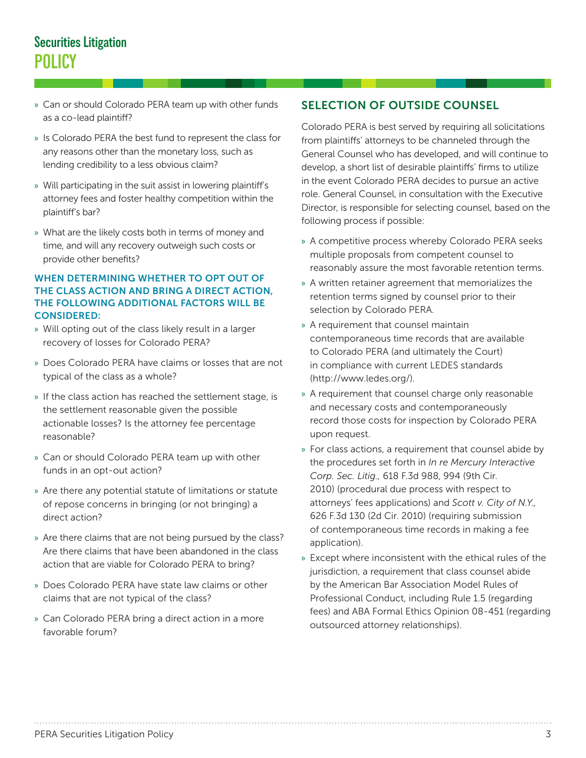- Can or should Colorado PERA team up with other funds as a co-lead plaintiff?
- Is Colorado PERA the best fund to represent the class for any reasons other than the monetary loss, such as lending credibility to a less obvious claim?
- Will participating in the suit assist in lowering plaintiff's attorney fees and foster healthy competition within the plaintiff's bar?
- What are the likely costs both in terms of money and time, and will any recovery outweigh such costs or provide other benefits?

### WHEN DETERMINING WHETHER TO OPT OUT OF THE CLASS ACTION AND BRING A DIRECT ACTION, THE FOLLOWING ADDITIONAL FACTORS WILL BE CONSIDERED:

- Will opting out of the class likely result in a larger recovery of losses for Colorado PERA?
- Does Colorado PERA have claims or losses that are not typical of the class as a whole?
- If the class action has reached the settlement stage, is the settlement reasonable given the possible actionable losses? Is the attorney fee percentage reasonable?
- Can or should Colorado PERA team up with other funds in an opt-out action?
- Are there any potential statute of limitations or statute of repose concerns in bringing (or not bringing) a direct action?
- Are there claims that are not being pursued by the class? Are there claims that have been abandoned in the class action that are viable for Colorado PERA to bring?
- Does Colorado PERA have state law claims or other claims that are not typical of the class?
- Can Colorado PERA bring a direct action in a more favorable forum?

## SELECTION OF OUTSIDE COUNSEL

Colorado PERA is best served by requiring all solicitations from plaintiffs' attorneys to be channeled through the General Counsel who has developed, and will continue to develop, a short list of desirable plaintiffs' firms to utilize in the event Colorado PERA decides to pursue an active role. General Counsel, in consultation with the Executive Director, is responsible for selecting counsel, based on the following process if possible:

- A competitive process whereby Colorado PERA seeks multiple proposals from competent counsel to reasonably assure the most favorable retention terms.
- A written retainer agreement that memorializes the retention terms signed by counsel prior to their selection by Colorado PERA.
- A requirement that counsel maintain contemporaneous time records that are available to Colorado PERA (and ultimately the Court) in compliance with current LEDES standards (http://www.ledes.org/).
- A requirement that counsel charge only reasonable and necessary costs and contemporaneously record those costs for inspection by Colorado PERA upon request.
- For class actions, a requirement that counsel abide by the procedures set forth in *In re Mercury Interactive Corp. Sec. Litig.,* 618 F.3d 988, 994 (9th Cir. 2010) (procedural due process with respect to attorneys' fees applications) and *Scott v. City of N.Y.,* 626 F.3d 130 (2d Cir. 2010) (requiring submission of contemporaneous time records in making a fee application).
- Except where inconsistent with the ethical rules of the jurisdiction, a requirement that class counsel abide by the American Bar Association Model Rules of Professional Conduct, including Rule 1.5 (regarding fees) and ABA Formal Ethics Opinion 08-451 (regarding outsourced attorney relationships).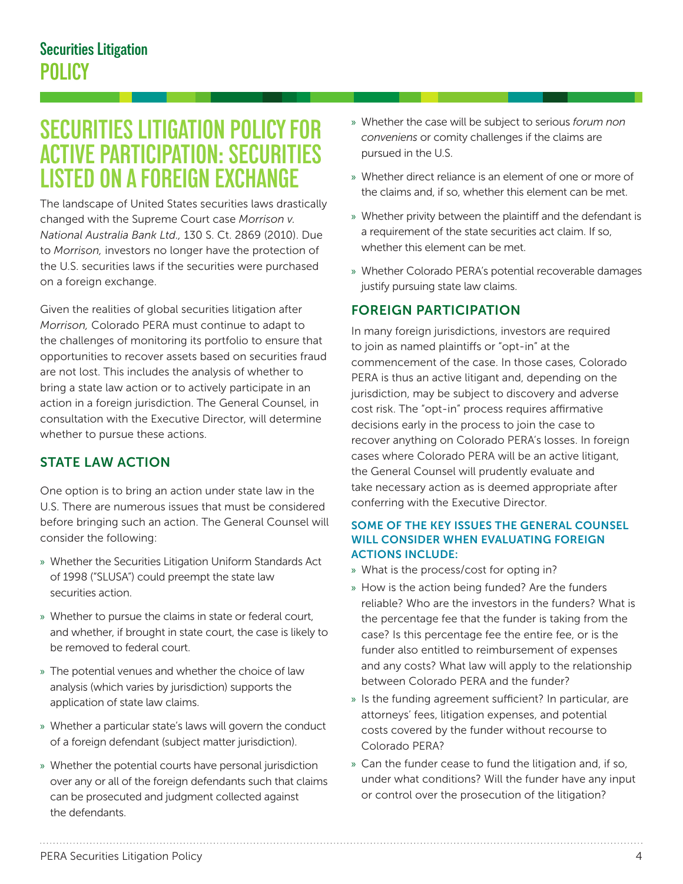# SECURITIES LITIGATION POLICY FOR ACTIVE PARTICIPATION: SECURITIES LISTED ON A FOREIGN EXCHANGE

The landscape of United States securities laws drastically changed with the Supreme Court case *Morrison v. National Australia Bank Ltd.,* 130 S. Ct. 2869 (2010). Due to *Morrison,* investors no longer have the protection of the U.S. securities laws if the securities were purchased on a foreign exchange.

Given the realities of global securities litigation after *Morrison,* Colorado PERA must continue to adapt to the challenges of monitoring its portfolio to ensure that opportunities to recover assets based on securities fraud are not lost. This includes the analysis of whether to bring a state law action or to actively participate in an action in a foreign jurisdiction. The General Counsel, in consultation with the Executive Director, will determine whether to pursue these actions.

## STATE LAW ACTION

One option is to bring an action under state law in the U.S. There are numerous issues that must be considered before bringing such an action. The General Counsel will consider the following:

- Whether the Securities Litigation Uniform Standards Act of 1998 ("SLUSA") could preempt the state law securities action.
- Whether to pursue the claims in state or federal court, and whether, if brought in state court, the case is likely to be removed to federal court.
- The potential venues and whether the choice of law analysis (which varies by jurisdiction) supports the application of state law claims.
- Whether a particular state's laws will govern the conduct of a foreign defendant (subject matter jurisdiction).
- Whether the potential courts have personal jurisdiction over any or all of the foreign defendants such that claims can be prosecuted and judgment collected against the defendants.
- Whether the case will be subject to serious *forum non conveniens* or comity challenges if the claims are pursued in the U.S.
- Whether direct reliance is an element of one or more of the claims and, if so, whether this element can be met.
- Whether privity between the plaintiff and the defendant is a requirement of the state securities act claim. If so, whether this element can be met.
- Whether Colorado PERA's potential recoverable damages justify pursuing state law claims.

## FOREIGN PARTICIPATION

In many foreign jurisdictions, investors are required to join as named plaintiffs or "opt-in" at the commencement of the case. In those cases, Colorado PERA is thus an active litigant and, depending on the jurisdiction, may be subject to discovery and adverse cost risk. The "opt-in" process requires affirmative decisions early in the process to join the case to recover anything on Colorado PERA's losses. In foreign cases where Colorado PERA will be an active litigant, the General Counsel will prudently evaluate and take necessary action as is deemed appropriate after conferring with the Executive Director.

### SOME OF THE KEY ISSUES THE GENERAL COUNSEL WILL CONSIDER WHEN EVALUATING FOREIGN ACTIONS INCLUDE:

- What is the process/cost for opting in?
- How is the action being funded? Are the funders reliable? Who are the investors in the funders? What is the percentage fee that the funder is taking from the case? Is this percentage fee the entire fee, or is the funder also entitled to reimbursement of expenses and any costs? What law will apply to the relationship between Colorado PERA and the funder?
- Is the funding agreement sufficient? In particular, are attorneys' fees, litigation expenses, and potential costs covered by the funder without recourse to Colorado PERA?
- Can the funder cease to fund the litigation and, if so, under what conditions? Will the funder have any input or control over the prosecution of the litigation?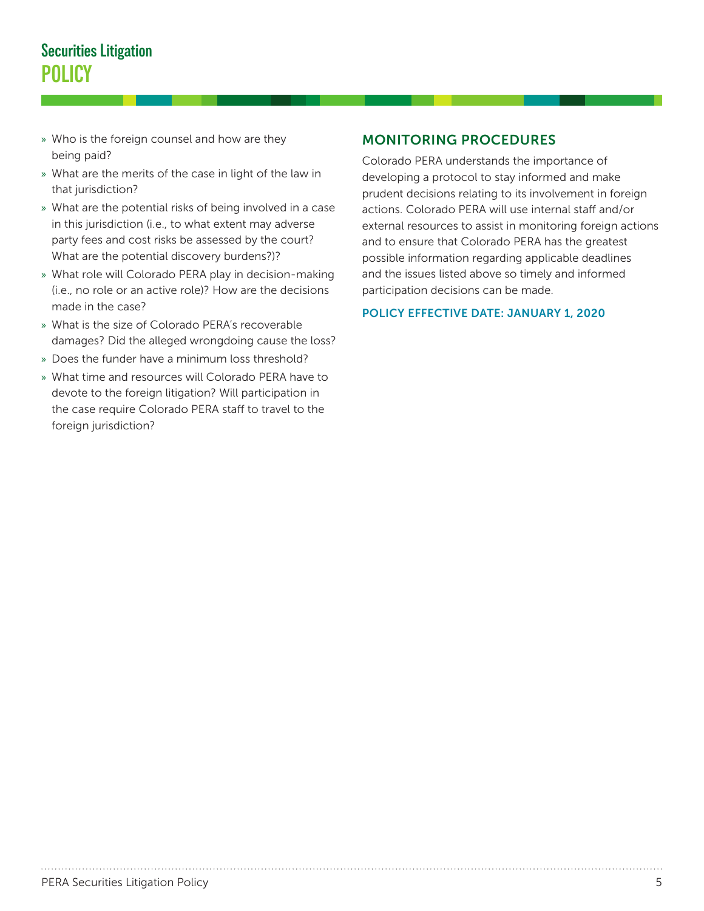- Who is the foreign counsel and how are they being paid?
- What are the merits of the case in light of the law in that jurisdiction?
- What are the potential risks of being involved in a case in this jurisdiction (i.e., to what extent may adverse party fees and cost risks be assessed by the court? What are the potential discovery burdens?)?
- What role will Colorado PERA play in decision-making (i.e., no role or an active role)? How are the decisions made in the case?
- What is the size of Colorado PERA's recoverable damages? Did the alleged wrongdoing cause the loss?
- Does the funder have a minimum loss threshold?
- What time and resources will Colorado PERA have to devote to the foreign litigation? Will participation in the case require Colorado PERA staff to travel to the foreign jurisdiction?

## MONITORING PROCEDURES

Colorado PERA understands the importance of developing a protocol to stay informed and make prudent decisions relating to its involvement in foreign actions. Colorado PERA will use internal staff and/or external resources to assist in monitoring foreign actions and to ensure that Colorado PERA has the greatest possible information regarding applicable deadlines and the issues listed above so timely and informed participation decisions can be made.

**POLICY EFFECTIVE DATE: JANUARY 1, 2020**